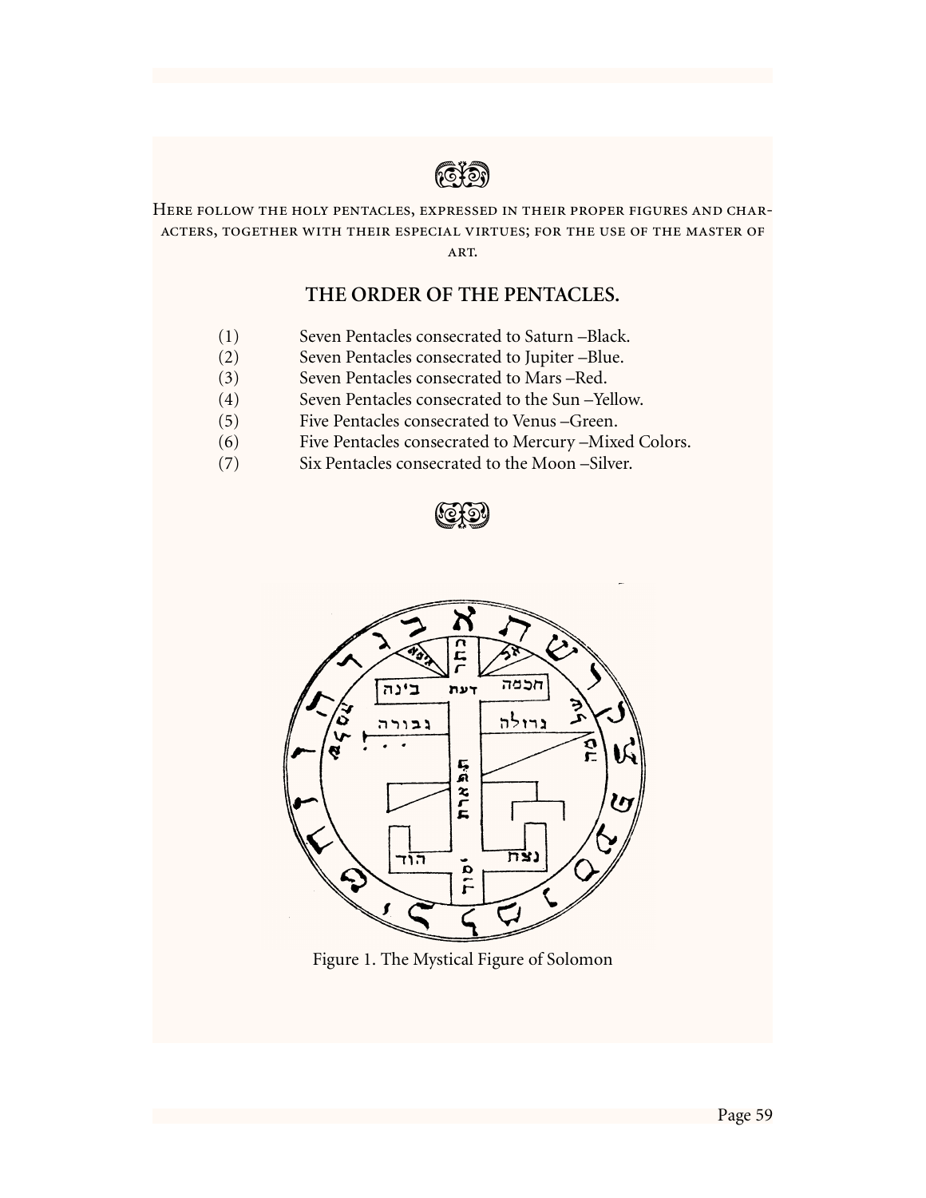Here follow the holy pentacles, expressed in their proper figures and characters, together with their especial virtues; for the use of the master of art.

## THE ORDER OF THE PENTACLES.

(1) Seven Pentacles consecrated to Saturn –Black.
(2) Seven Pentacles consecrated to Jupiter –Blue.
(3) Seven Pentacles consecrated to Mars –Red.
(4) Seven Pentacles consecrated to the Sun –Yellow.
(5) Five Pentacles consecrated to Venus –Green.
(6) Five Pentacles consecrated to Mercury –Mixed Colors.
(7) Six Pentacles consecrated to the Moon –Silver.

Figure 1. The Mystical Figure of Solomon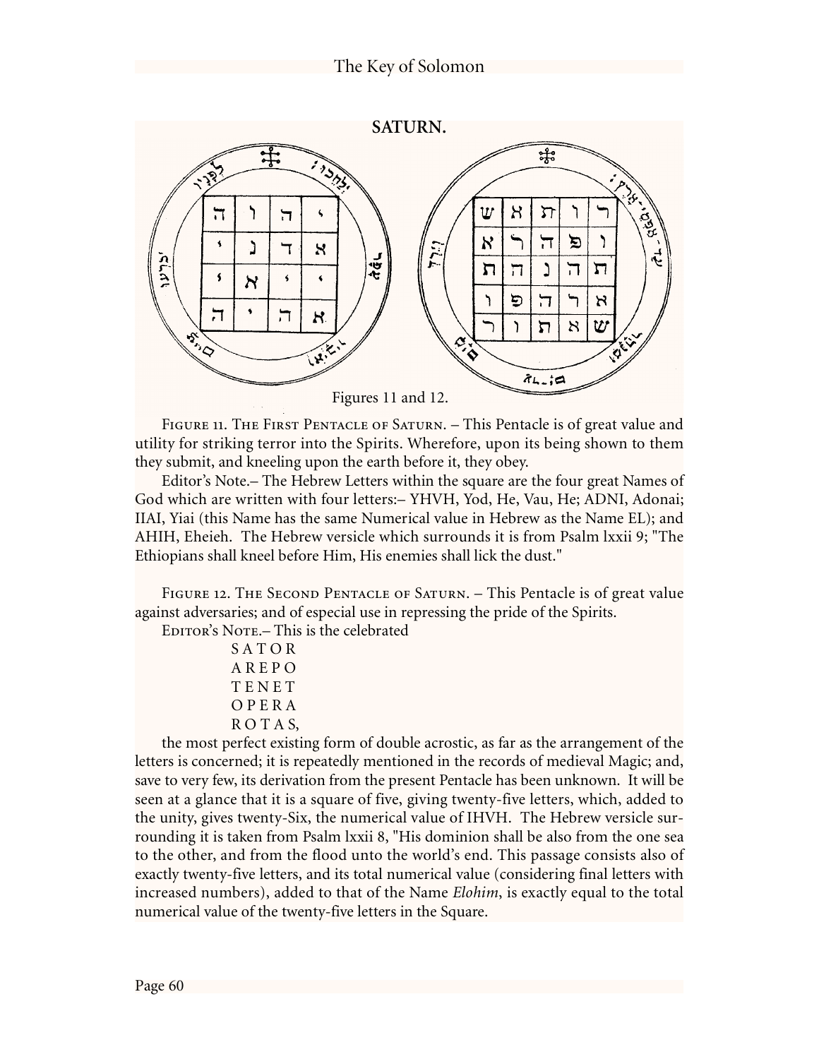## SATURN.

Figures 11 and 12.

Figure 11. The First Pentacle of Saturn. – This Pentacle is of great value and utility for striking terror into the Spirits. Wherefore, upon its being shown to them they submit, and kneeling upon the earth before it, they obey.

Editor's Note.– The Hebrew Letters within the square are the four great Names of God which are written with four letters:– YHVH, Yod, He, Vau, He; ADNI, Adonai; IIAI, Yiai (this Name has the same Numerical value in Hebrew as the Name EL); and AHIH, Eheieh. The Hebrew versicle which surrounds it is from Psalm lxxii 9; "The Ethiopians shall kneel before Him, His enemies shall lick the dust."

Figure 12. The Second Pentacle of Saturn. – This Pentacle is of great value against adversaries; and of especial use in repressing the pride of the Spirits.

Editor's Note.– This is the celebrated

S A T O R
A R E P O
T E N E T
O P E R A
R O T A S,

the most perfect existing form of double acrostic, as far as the arrangement of the letters is concerned; it is repeatedly mentioned in the records of medieval Magic; and, save to very few, its derivation from the present Pentacle has been unknown. It will be seen at a glance that it is a square of five, giving twenty-five letters, which, added to the unity, gives twenty-Six, the numerical value of IHVH. The Hebrew versicle surrounding it is taken from Psalm lxxii 8, "His dominion shall be also from the one sea to the other, and from the flood unto the world's end. This passage consists also of exactly twenty-five letters, and its total numerical value (considering final letters with increased numbers), added to that of the Name *Elohim*, is exactly equal to the total numerical value of the twenty-five letters in the Square.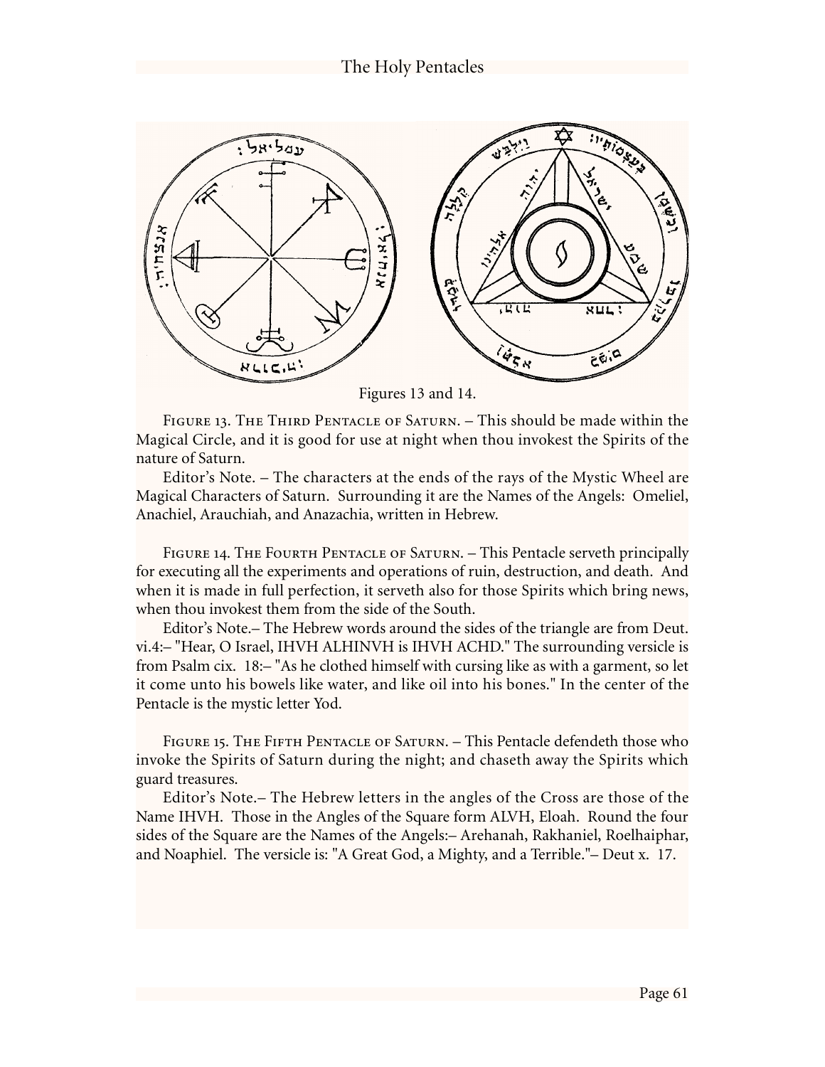Figures 13 and 14.

Figure 13. The Third Pentacle of Saturn. – This should be made within the Magical Circle, and it is good for use at night when thou invokest the Spirits of the nature of Saturn.

Editor's Note. – The characters at the ends of the rays of the Mystic Wheel are Magical Characters of Saturn. Surrounding it are the Names of the Angels: Omeliel, Anachiel, Arauchiah, and Anazachia, written in Hebrew.

Figure 14. The Fourth Pentacle of Saturn. – This Pentacle serveth principally for executing all the experiments and operations of ruin, destruction, and death. And when it is made in full perfection, it serveth also for those Spirits which bring news, when thou invokest them from the side of the South.

Editor's Note.– The Hebrew words around the sides of the triangle are from Deut. vi.4:– "Hear, O Israel, IHVH ALHINVH is IHVH ACHD." The surrounding versicle is from Psalm cix. 18:– "As he clothed himself with cursing like as with a garment, so let it come unto his bowels like water, and like oil into his bones." In the center of the Pentacle is the mystic letter Yod.

Figure 15. The Fifth Pentacle of Saturn. – This Pentacle defendeth those who invoke the Spirits of Saturn during the night; and chaseth away the Spirits which guard treasures.

Editor's Note.– The Hebrew letters in the angles of the Cross are those of the Name IHVH. Those in the Angles of the Square form ALVH, Eloah. Round the four sides of the Square are the Names of the Angels:– Arehanah, Rakhaniel, Roelhaiphar, and Noaphiel. The versicle is: "A Great God, a Mighty, and a Terrible."– Deut x. 17.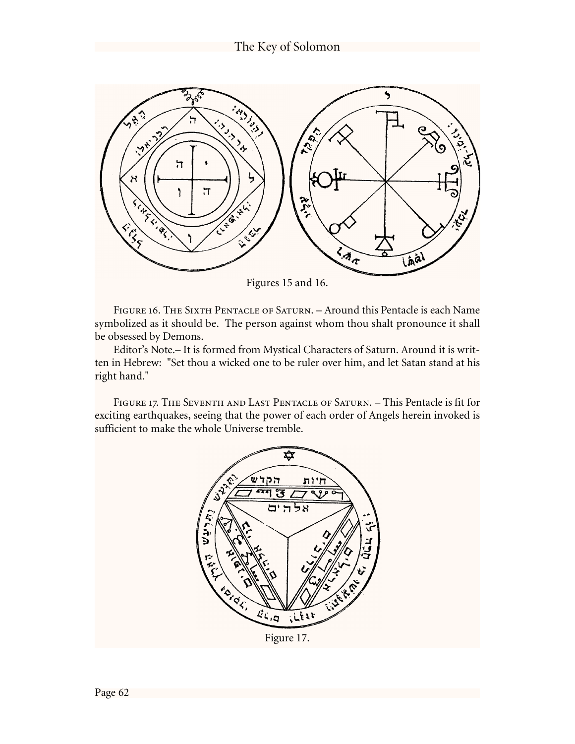Figures 15 and 16.

Figure 16. The Sixth Pentacle of Saturn. – Around this Pentacle is each Name symbolized as it should be. The person against whom thou shalt pronounce it shall be obsessed by Demons.

Editor's Note.– It is formed from Mystical Characters of Saturn. Around it is written in Hebrew: "Set thou a wicked one to be ruler over him, and let Satan stand at his right hand."

Figure 17. The Seventh and Last Pentacle of Saturn. – This Pentacle is fit for exciting earthquakes, seeing that the power of each order of Angels herein invoked is sufficient to make the whole Universe tremble.

Figure 17.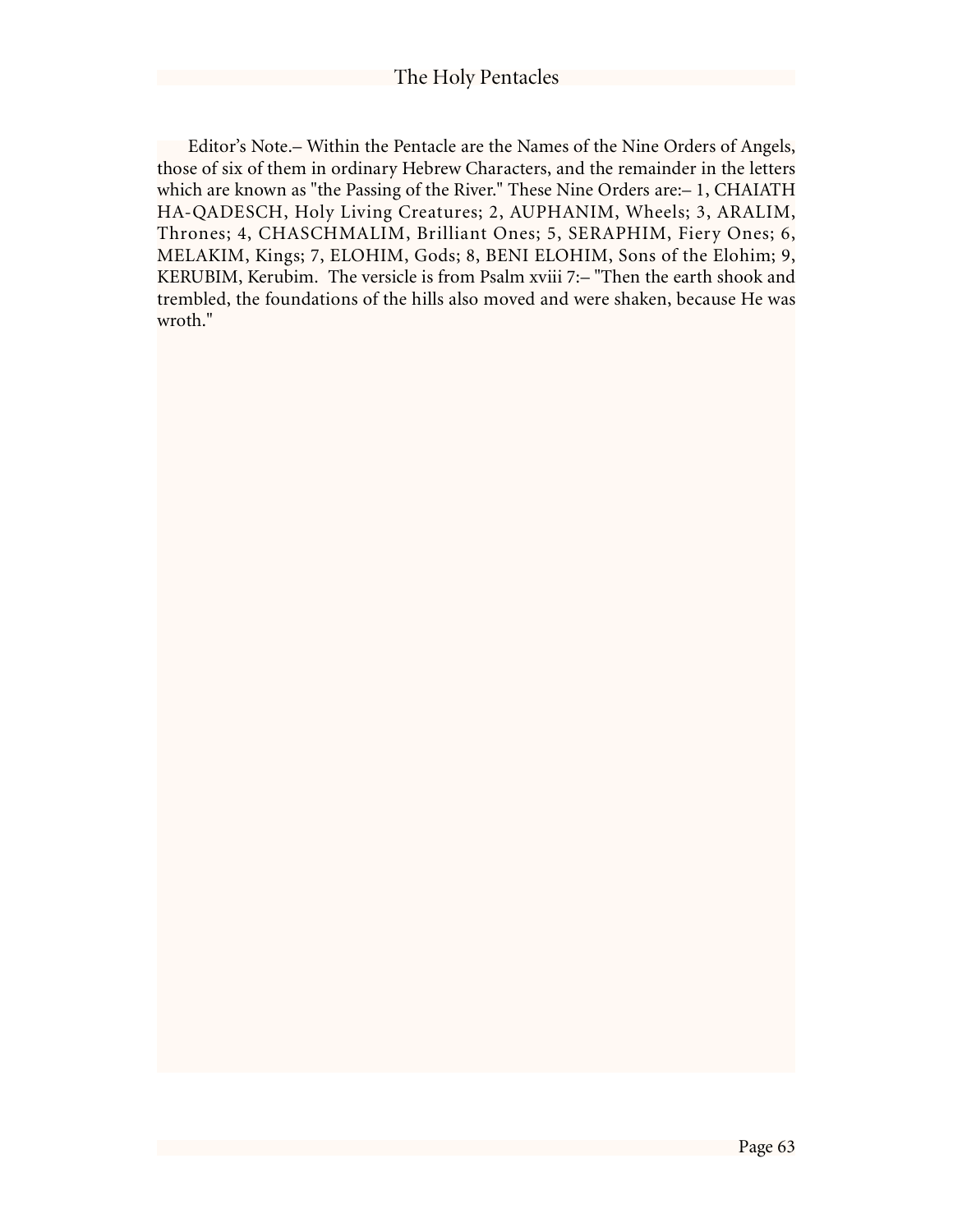Editor's Note.– Within the Pentacle are the Names of the Nine Orders of Angels, those of six of them in ordinary Hebrew Characters, and the remainder in the letters which are known as "the Passing of the River." These Nine Orders are:– 1, CHAIATH HA-QADESCH, Holy Living Creatures; 2, AUPHANIM, Wheels; 3, ARALIM, Thrones; 4, CHASCHMALIM, Brilliant Ones; 5, SERAPHIM, Fiery Ones; 6, MELAKIM, Kings; 7, ELOHIM, Gods; 8, BENI ELOHIM, Sons of the Elohim; 9, KERUBIM, Kerubim. The versicle is from Psalm xviii 7:– "Then the earth shook and trembled, the foundations of the hills also moved and were shaken, because He was wroth."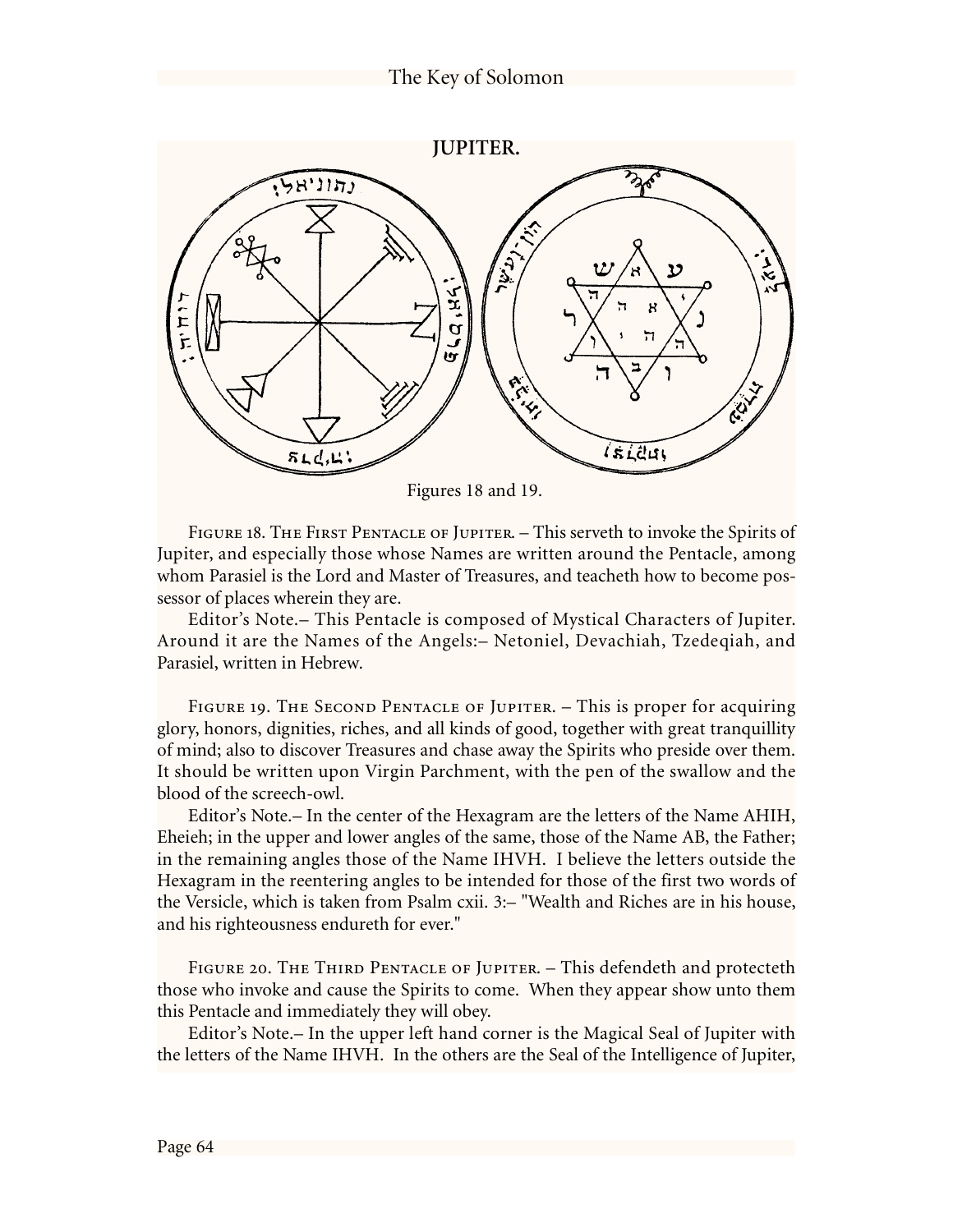## JUPITER.

Figures 18 and 19.

Figure 18. The First Pentacle of Jupiter. – This serveth to invoke the Spirits of Jupiter, and especially those whose Names are written around the Pentacle, among whom Parasiel is the Lord and Master of Treasures, and teacheth how to become possessor of places wherein they are.

Editor's Note.– This Pentacle is composed of Mystical Characters of Jupiter. Around it are the Names of the Angels:– Netoniel, Devachiah, Tzedeqiah, and Parasiel, written in Hebrew.

Figure 19. The Second Pentacle of Jupiter. – This is proper for acquiring glory, honors, dignities, riches, and all kinds of good, together with great tranquillity of mind; also to discover Treasures and chase away the Spirits who preside over them. It should be written upon Virgin Parchment, with the pen of the swallow and the blood of the screech-owl.

Editor's Note.– In the center of the Hexagram are the letters of the Name AHIH, Eheieh; in the upper and lower angles of the same, those of the Name AB, the Father; in the remaining angles those of the Name IHVH. I believe the letters outside the Hexagram in the reentering angles to be intended for those of the first two words of the Versicle, which is taken from Psalm cxii. 3:– "Wealth and Riches are in his house, and his righteousness endureth for ever."

Figure 20. The Third Pentacle of Jupiter. – This defendeth and protecteth those who invoke and cause the Spirits to come. When they appear show unto them this Pentacle and immediately they will obey.

Editor's Note.– In the upper left hand corner is the Magical Seal of Jupiter with the letters of the Name IHVH. In the others are the Seal of the Intelligence of Jupiter,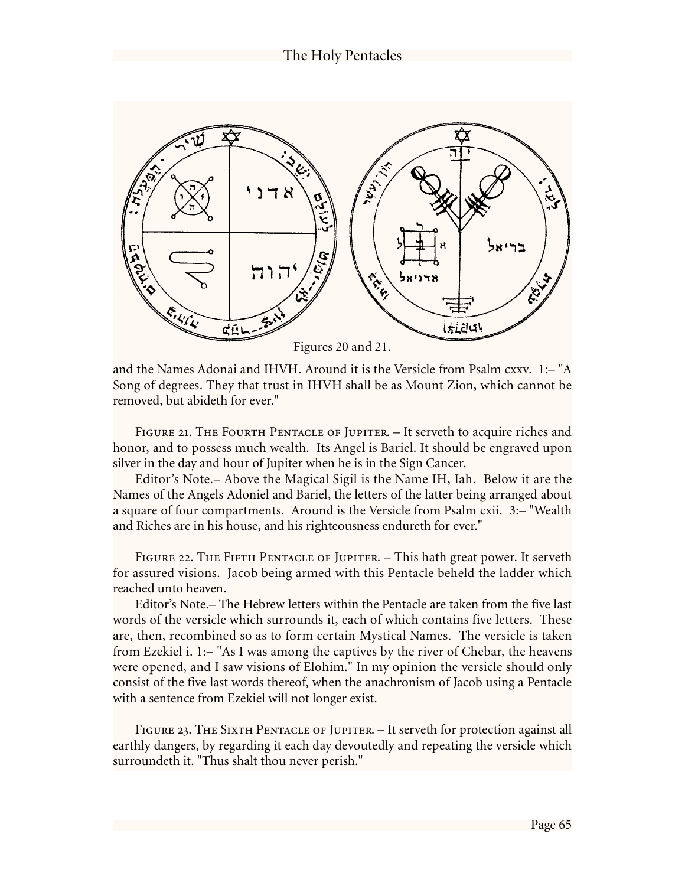Figures 20 and 21.

and the Names Adonai and IHVH. Around it is the Versicle from Psalm cxxv. 1:– "A Song of degrees. They that trust in IHVH shall be as Mount Zion, which cannot be removed, but abideth for ever."

Figure 21. The Fourth Pentacle of Jupiter. – It serveth to acquire riches and honor, and to possess much wealth. Its Angel is Bariel. It should be engraved upon silver in the day and hour of Jupiter when he is in the Sign Cancer.

Editor's Note.– Above the Magical Sigil is the Name IH, Iah. Below it are the Names of the Angels Adoniel and Bariel, the letters of the latter being arranged about a square of four compartments. Around is the Versicle from Psalm cxii. 3:– "Wealth and Riches are in his house, and his righteousness endureth for ever."

Figure 22. The Fifth Pentacle of Jupiter. – This hath great power. It serveth for assured visions. Jacob being armed with this Pentacle beheld the ladder which reached unto heaven.

Editor's Note.– The Hebrew letters within the Pentacle are taken from the five last words of the versicle which surrounds it, each of which contains five letters. These are, then, recombined so as to form certain Mystical Names. The versicle is taken from Ezekiel i. 1:– "As I was among the captives by the river of Chebar, the heavens were opened, and I saw visions of Elohim." In my opinion the versicle should only consist of the five last words thereof, when the anachronism of Jacob using a Pentacle with a sentence from Ezekiel will not longer exist.

Figure 23. The Sixth Pentacle of Jupiter. – It serveth for protection against all earthly dangers, by regarding it each day devoutedly and repeating the versicle which surroundeth it. "Thus shalt thou never perish."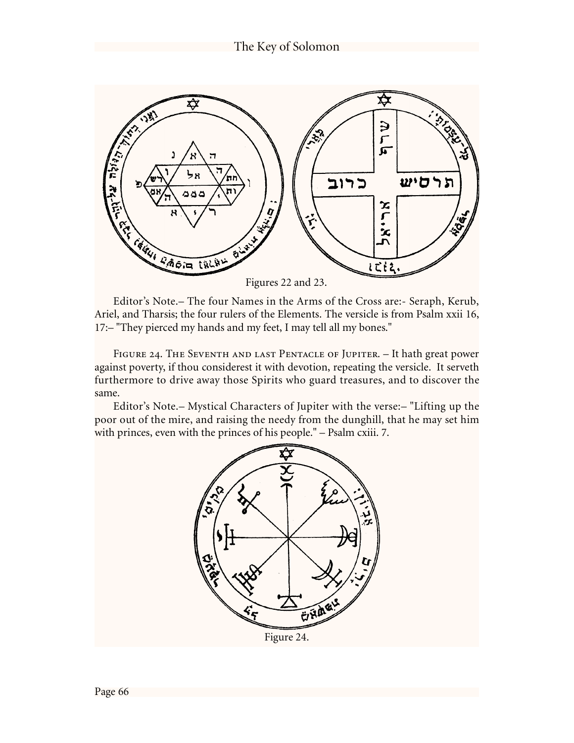Figures 22 and 23.

Editor's Note.– The four Names in the Arms of the Cross are:- Seraph, Kerub, Ariel, and Tharsis; the four rulers of the Elements. The versicle is from Psalm xxii 16, 17:– "They pierced my hands and my feet, I may tell all my bones."

Figure 24. The Seventh and last Pentacle of Jupiter. – It hath great power against poverty, if thou considerest it with devotion, repeating the versicle. It serveth furthermore to drive away those Spirits who guard treasures, and to discover the same.

Editor's Note.– Mystical Characters of Jupiter with the verse:– "Lifting up the poor out of the mire, and raising the needy from the dunghill, that he may set him with princes, even with the princes of his people." – Psalm cxiii. 7.

Figure 24.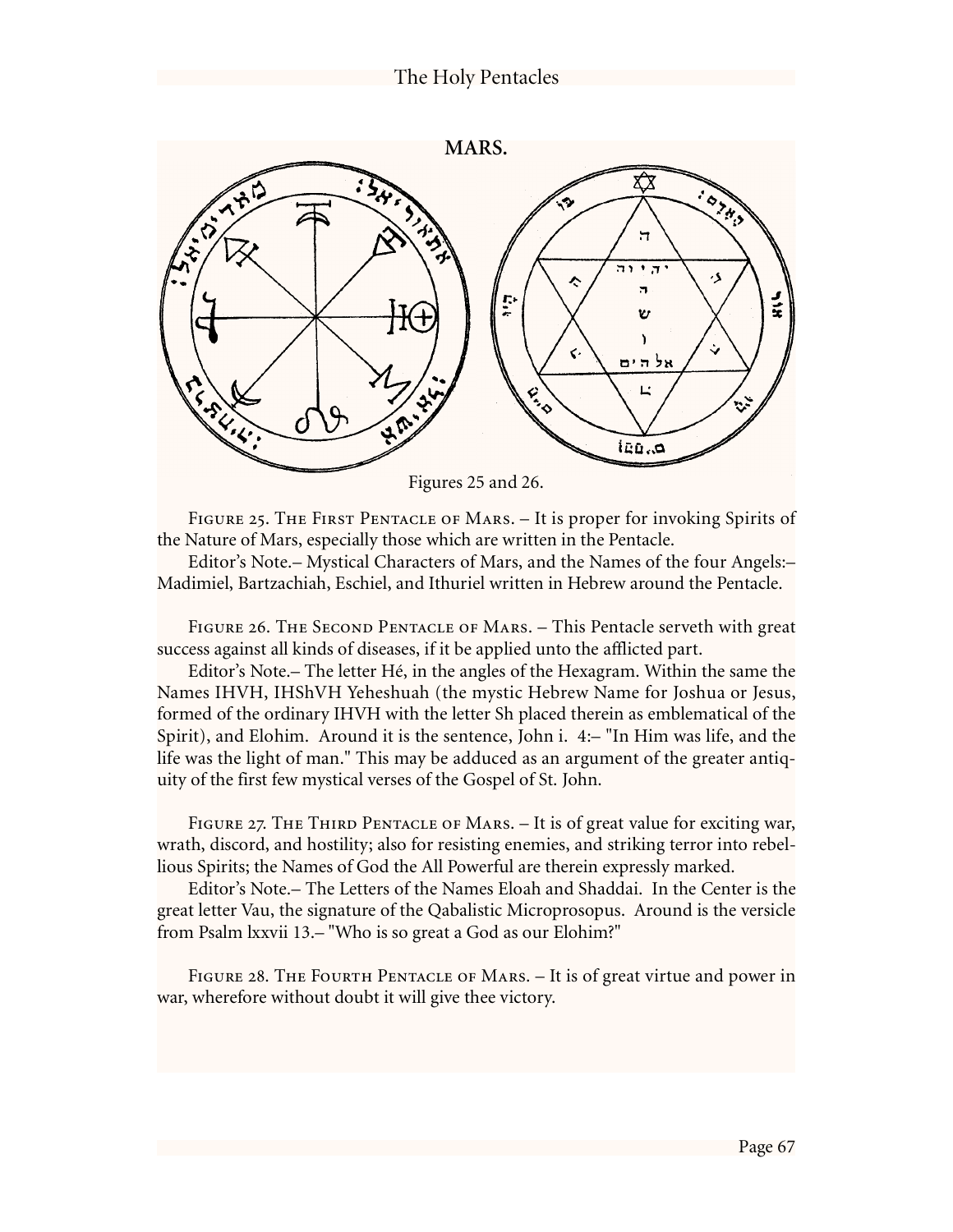## MARS.

Figures 25 and 26.

Figure 25. The First Pentacle of Mars. – It is proper for invoking Spirits of the Nature of Mars, especially those which are written in the Pentacle.

Editor's Note.– Mystical Characters of Mars, and the Names of the four Angels:– Madimiel, Bartzachiah, Eschiel, and Ithuriel written in Hebrew around the Pentacle.

Figure 26. The Second Pentacle of Mars. – This Pentacle serveth with great success against all kinds of diseases, if it be applied unto the afflicted part.

Editor's Note.– The letter Hé, in the angles of the Hexagram. Within the same the Names IHVH, IHShVH Yeheshuah (the mystic Hebrew Name for Joshua or Jesus, formed of the ordinary IHVH with the letter Sh placed therein as emblematical of the Spirit), and Elohim. Around it is the sentence, John i. 4:– "In Him was life, and the life was the light of man." This may be adduced as an argument of the greater antiquity of the first few mystical verses of the Gospel of St. John.

Figure 27. The Third Pentacle of Mars. – It is of great value for exciting war, wrath, discord, and hostility; also for resisting enemies, and striking terror into rebellious Spirits; the Names of God the All Powerful are therein expressly marked.

Editor's Note.– The Letters of the Names Eloah and Shaddai. In the Center is the great letter Vau, the signature of the Qabalistic Microprosopus. Around is the versicle from Psalm lxxvii 13.– "Who is so great a God as our Elohim?"

Figure 28. The Fourth Pentacle of Mars. – It is of great virtue and power in war, wherefore without doubt it will give thee victory.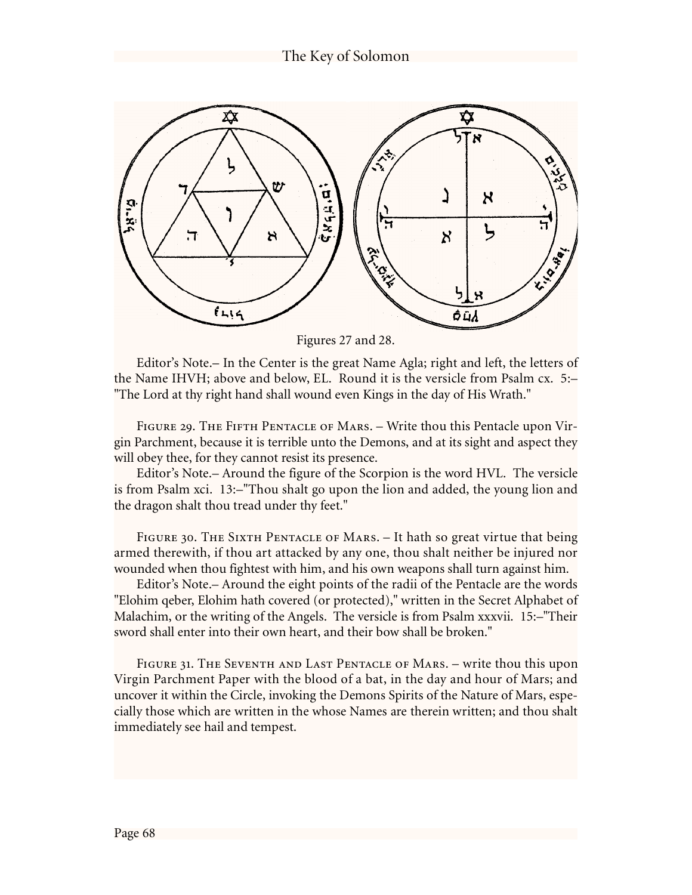Figures 27 and 28.

Editor's Note.– In the Center is the great Name Agla; right and left, the letters of the Name IHVH; above and below, EL. Round it is the versicle from Psalm cx. 5:– "The Lord at thy right hand shall wound even Kings in the day of His Wrath."

Figure 29. The Fifth Pentacle of Mars. – Write thou this Pentacle upon Virgin Parchment, because it is terrible unto the Demons, and at its sight and aspect they will obey thee, for they cannot resist its presence.

Editor's Note.– Around the figure of the Scorpion is the word HVL. The versicle is from Psalm xci. 13:–"Thou shalt go upon the lion and added, the young lion and the dragon shalt thou tread under thy feet."

Figure 30. The Sixth Pentacle of Mars. – It hath so great virtue that being armed therewith, if thou art attacked by any one, thou shalt neither be injured nor wounded when thou fightest with him, and his own weapons shall turn against him.

Editor's Note.– Around the eight points of the radii of the Pentacle are the words "Elohim qeber, Elohim hath covered (or protected)," written in the Secret Alphabet of Malachim, or the writing of the Angels. The versicle is from Psalm xxxvii. 15:–"Their sword shall enter into their own heart, and their bow shall be broken."

Figure 31. The Seventh and Last Pentacle of Mars. – write thou this upon Virgin Parchment Paper with the blood of a bat, in the day and hour of Mars; and uncover it within the Circle, invoking the Demons Spirits of the Nature of Mars, especially those which are written in the whose Names are therein written; and thou shalt immediately see hail and tempest.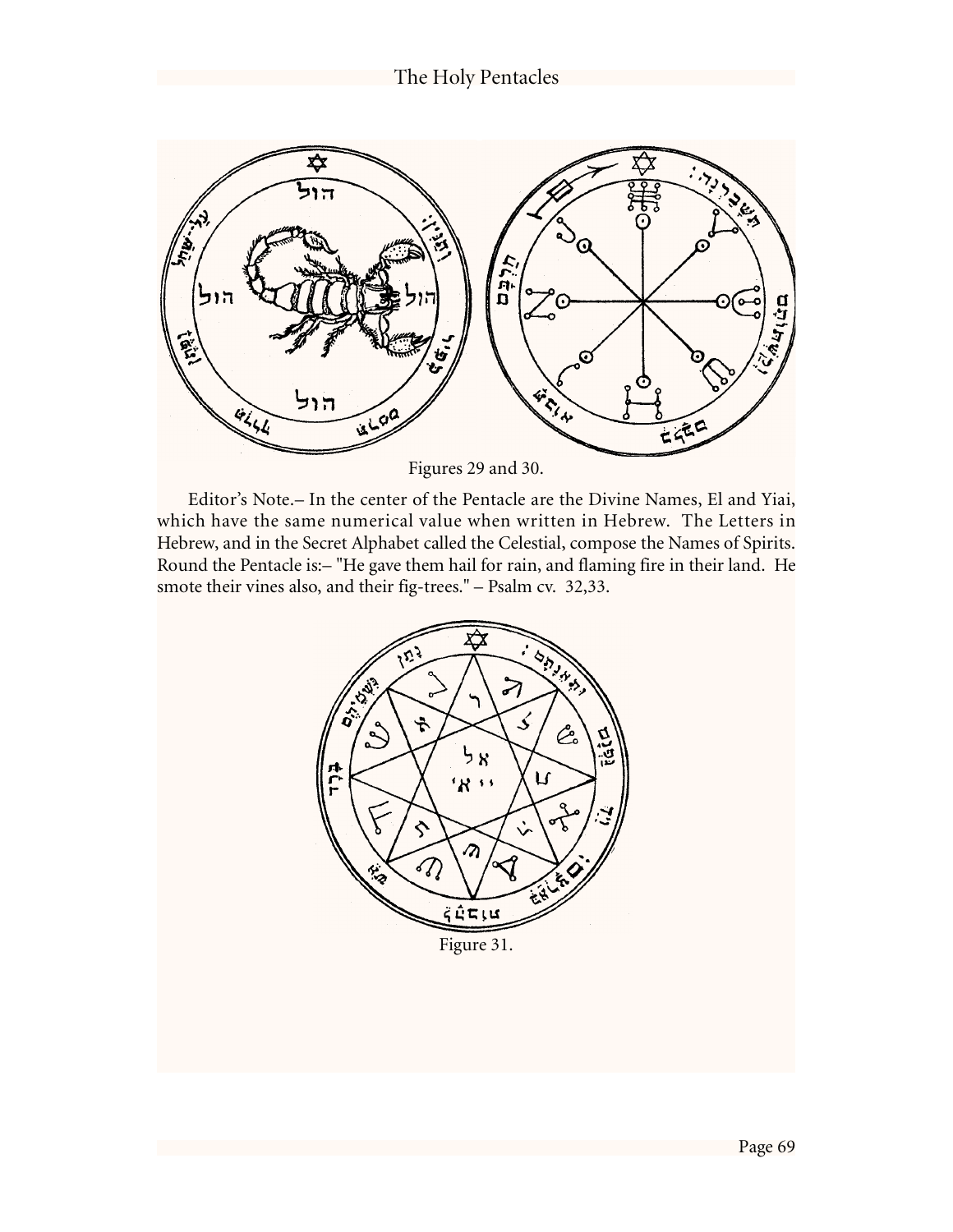Figures 29 and 30.

Editor's Note.– In the center of the Pentacle are the Divine Names, El and Yiai, which have the same numerical value when written in Hebrew. The Letters in Hebrew, and in the Secret Alphabet called the Celestial, compose the Names of Spirits. Round the Pentacle is:– "He gave them hail for rain, and flaming fire in their land. He smote their vines also, and their fig-trees." – Psalm cv. 32,33.

Figure 31.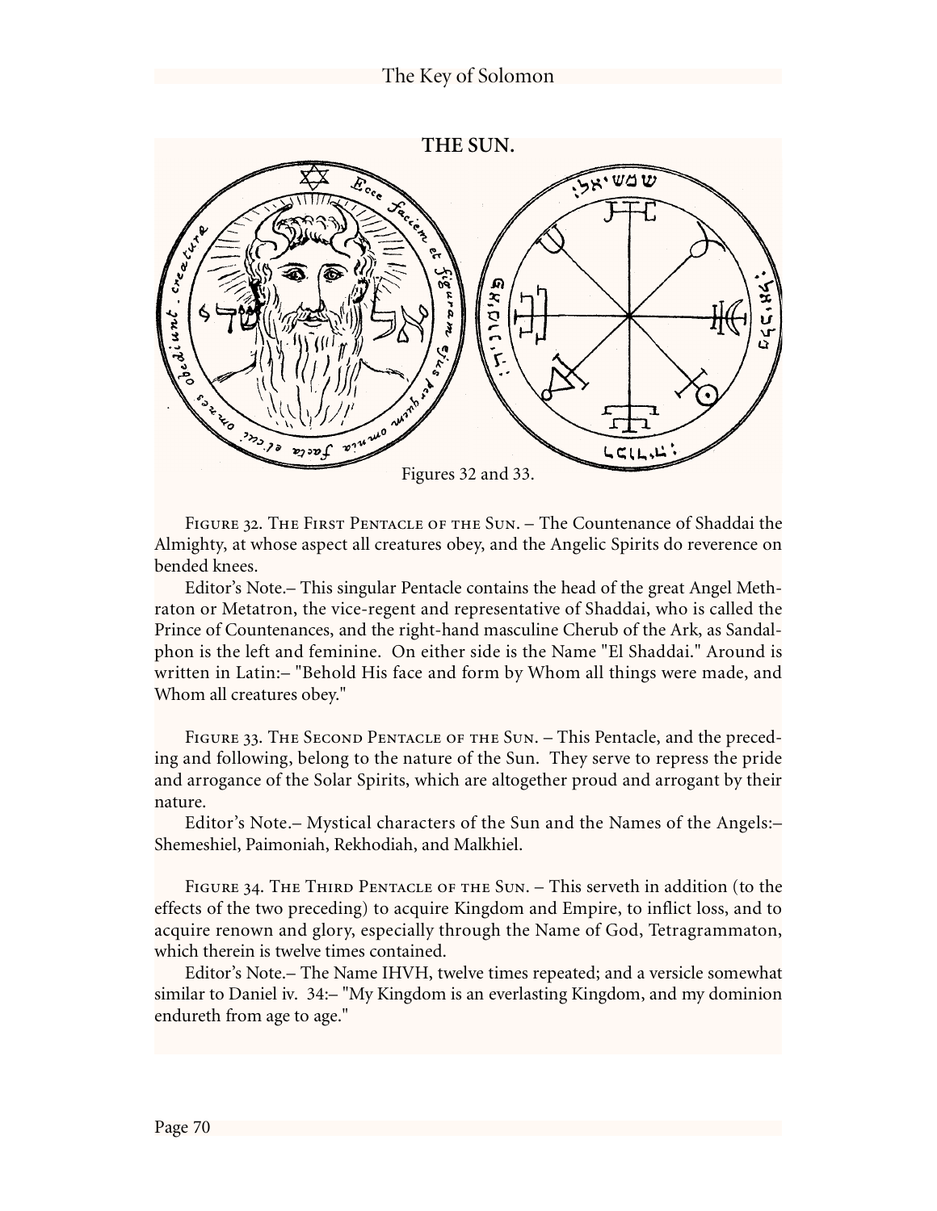## THE SUN.

Figures 32 and 33.

Figure 32. The First Pentacle of the Sun. – The Countenance of Shaddai the Almighty, at whose aspect all creatures obey, and the Angelic Spirits do reverence on bended knees.

Editor's Note.– This singular Pentacle contains the head of the great Angel Methraton or Metatron, the vice-regent and representative of Shaddai, who is called the Prince of Countenances, and the right-hand masculine Cherub of the Ark, as Sandalphon is the left and feminine. On either side is the Name "El Shaddai." Around is written in Latin:– "Behold His face and form by Whom all things were made, and Whom all creatures obey."

Figure 33. The Second Pentacle of the Sun. – This Pentacle, and the preceding and following, belong to the nature of the Sun. They serve to repress the pride and arrogance of the Solar Spirits, which are altogether proud and arrogant by their nature.

Editor's Note.– Mystical characters of the Sun and the Names of the Angels:– Shemeshiel, Paimoniah, Rekhodiah, and Malkhiel.

Figure 34. The Third Pentacle of the Sun. – This serveth in addition (to the effects of the two preceding) to acquire Kingdom and Empire, to inflict loss, and to acquire renown and glory, especially through the Name of God, Tetragrammaton, which therein is twelve times contained.

Editor's Note.– The Name IHVH, twelve times repeated; and a versicle somewhat similar to Daniel iv. 34:– "My Kingdom is an everlasting Kingdom, and my dominion endureth from age to age."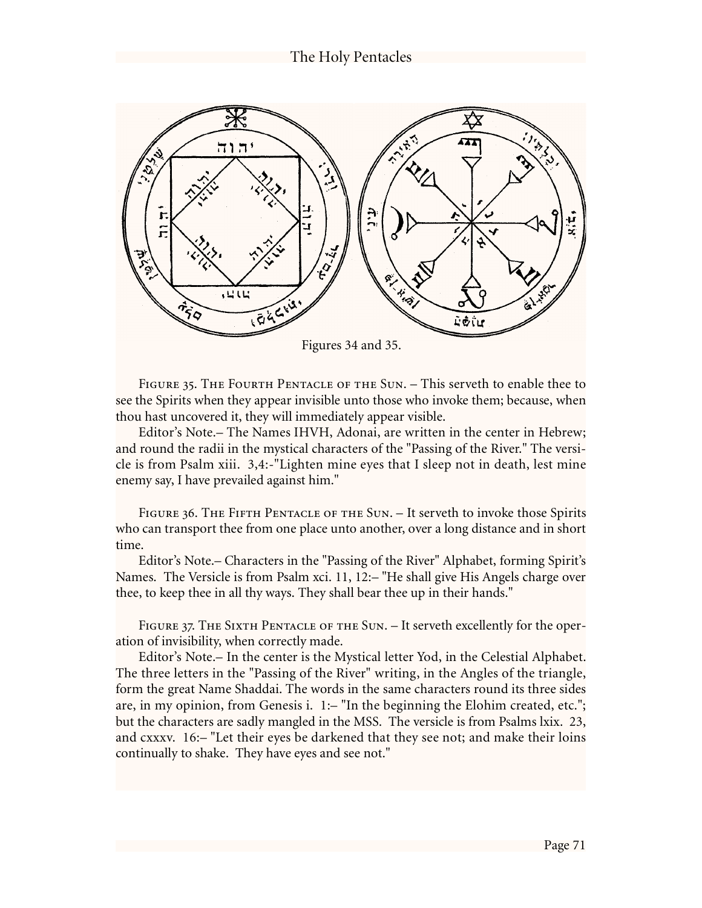Figures 34 and 35.

Figure 35. The Fourth Pentacle of the Sun. – This serveth to enable thee to see the Spirits when they appear invisible unto those who invoke them; because, when thou hast uncovered it, they will immediately appear visible.

Editor's Note.– The Names IHVH, Adonai, are written in the center in Hebrew; and round the radii in the mystical characters of the "Passing of the River." The versicle is from Psalm xiii. 3,4:-"Lighten mine eyes that I sleep not in death, lest mine enemy say, I have prevailed against him."

Figure 36. The Fifth Pentacle of the Sun. – It serveth to invoke those Spirits who can transport thee from one place unto another, over a long distance and in short time.

Editor's Note.– Characters in the "Passing of the River" Alphabet, forming Spirit's Names. The Versicle is from Psalm xci. 11, 12:– "He shall give His Angels charge over thee, to keep thee in all thy ways. They shall bear thee up in their hands."

Figure 37. The Sixth Pentacle of the Sun. – It serveth excellently for the operation of invisibility, when correctly made.

Editor's Note.– In the center is the Mystical letter Yod, in the Celestial Alphabet. The three letters in the "Passing of the River" writing, in the Angles of the triangle, form the great Name Shaddai. The words in the same characters round its three sides are, in my opinion, from Genesis i. 1:– "In the beginning the Elohim created, etc."; but the characters are sadly mangled in the MSS. The versicle is from Psalms lxix. 23, and cxxxv. 16:– "Let their eyes be darkened that they see not; and make their loins continually to shake. They have eyes and see not."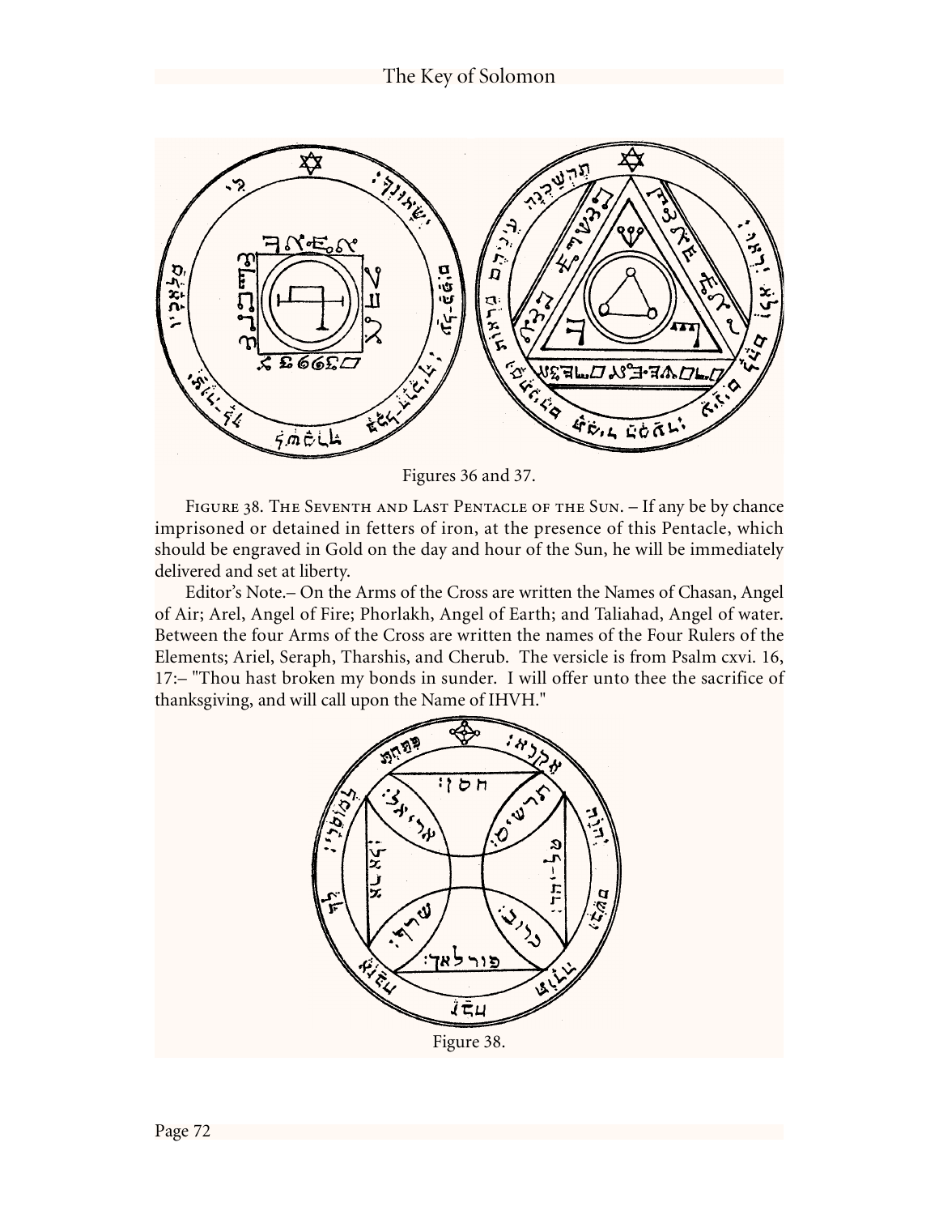Figures 36 and 37.

FIGURE 38. THE SEVENTH AND LAST PENTACLE OF THE SUN. – If any be by chance imprisoned or detained in fetters of iron, at the presence of this Pentacle, which should be engraved in Gold on the day and hour of the Sun, he will be immediately delivered and set at liberty.

Editor's Note.– On the Arms of the Cross are written the Names of Chasan, Angel of Air; Arel, Angel of Fire; Phorlakh, Angel of Earth; and Taliahad, Angel of water. Between the four Arms of the Cross are written the names of the Four Rulers of the Elements; Ariel, Seraph, Tharshis, and Cherub. The versicle is from Psalm cxvi. 16, 17:– "Thou hast broken my bonds in sunder. I will offer unto thee the sacrifice of thanksgiving, and will call upon the Name of IHVH."

Figure 38.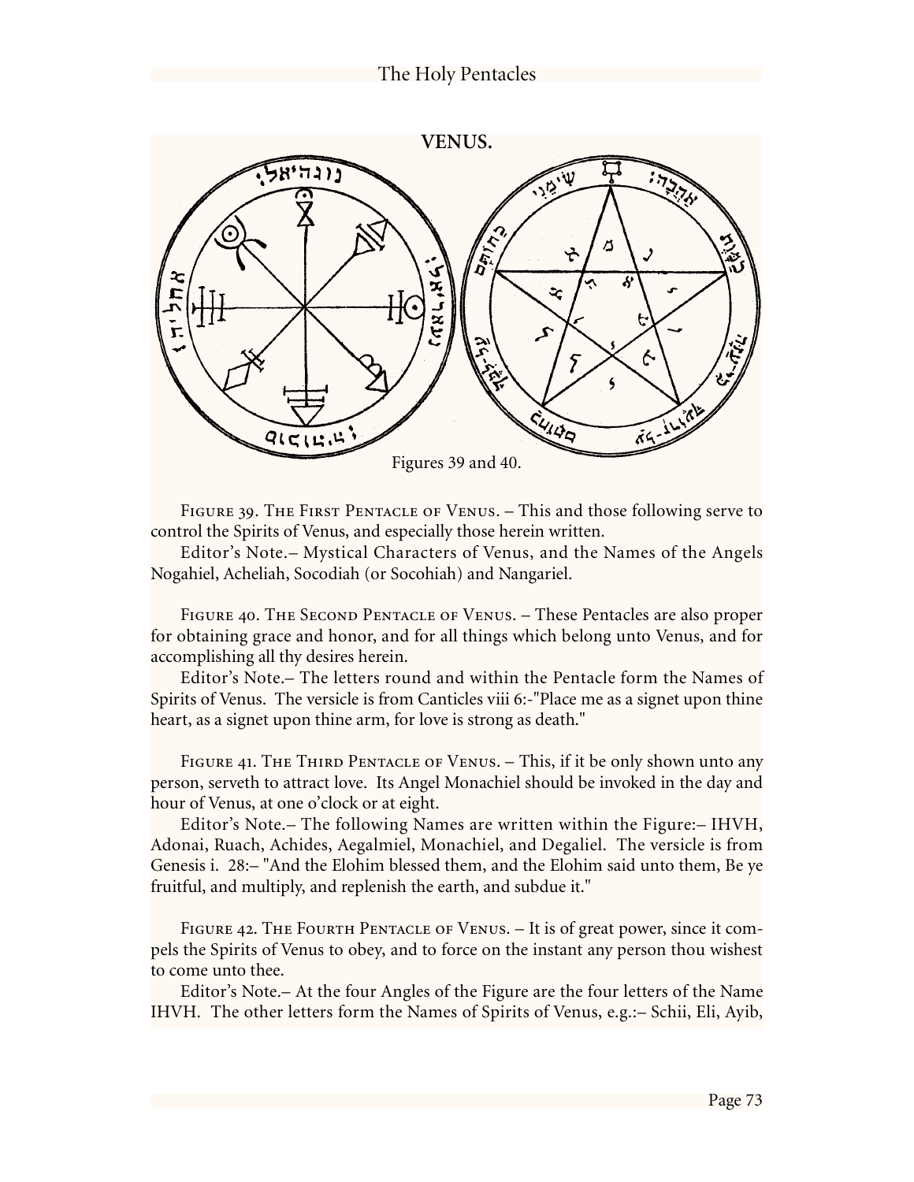## VENUS.

Figures 39 and 40.

Figure 39. The First Pentacle of Venus. – This and those following serve to control the Spirits of Venus, and especially those herein written.

Editor's Note.– Mystical Characters of Venus, and the Names of the Angels Nogahiel, Acheliah, Socodiah (or Socohiah) and Nangariel.

Figure 40. The Second Pentacle of Venus. – These Pentacles are also proper for obtaining grace and honor, and for all things which belong unto Venus, and for accomplishing all thy desires herein.

Editor's Note.– The letters round and within the Pentacle form the Names of Spirits of Venus. The versicle is from Canticles viii 6:-"Place me as a signet upon thine heart, as a signet upon thine arm, for love is strong as death."

Figure 41. The Third Pentacle of Venus. – This, if it be only shown unto any person, serveth to attract love. Its Angel Monachiel should be invoked in the day and hour of Venus, at one o'clock or at eight.

Editor's Note.– The following Names are written within the Figure:– IHVH, Adonai, Ruach, Achides, Aegalmiel, Monachiel, and Degaliel. The versicle is from Genesis i. 28:– "And the Elohim blessed them, and the Elohim said unto them, Be ye fruitful, and multiply, and replenish the earth, and subdue it."

Figure 42. The Fourth Pentacle of Venus. – It is of great power, since it compels the Spirits of Venus to obey, and to force on the instant any person thou wishest to come unto thee.

Editor's Note.– At the four Angles of the Figure are the four letters of the Name IHVH. The other letters form the Names of Spirits of Venus, e.g.:– Schii, Eli, Ayib,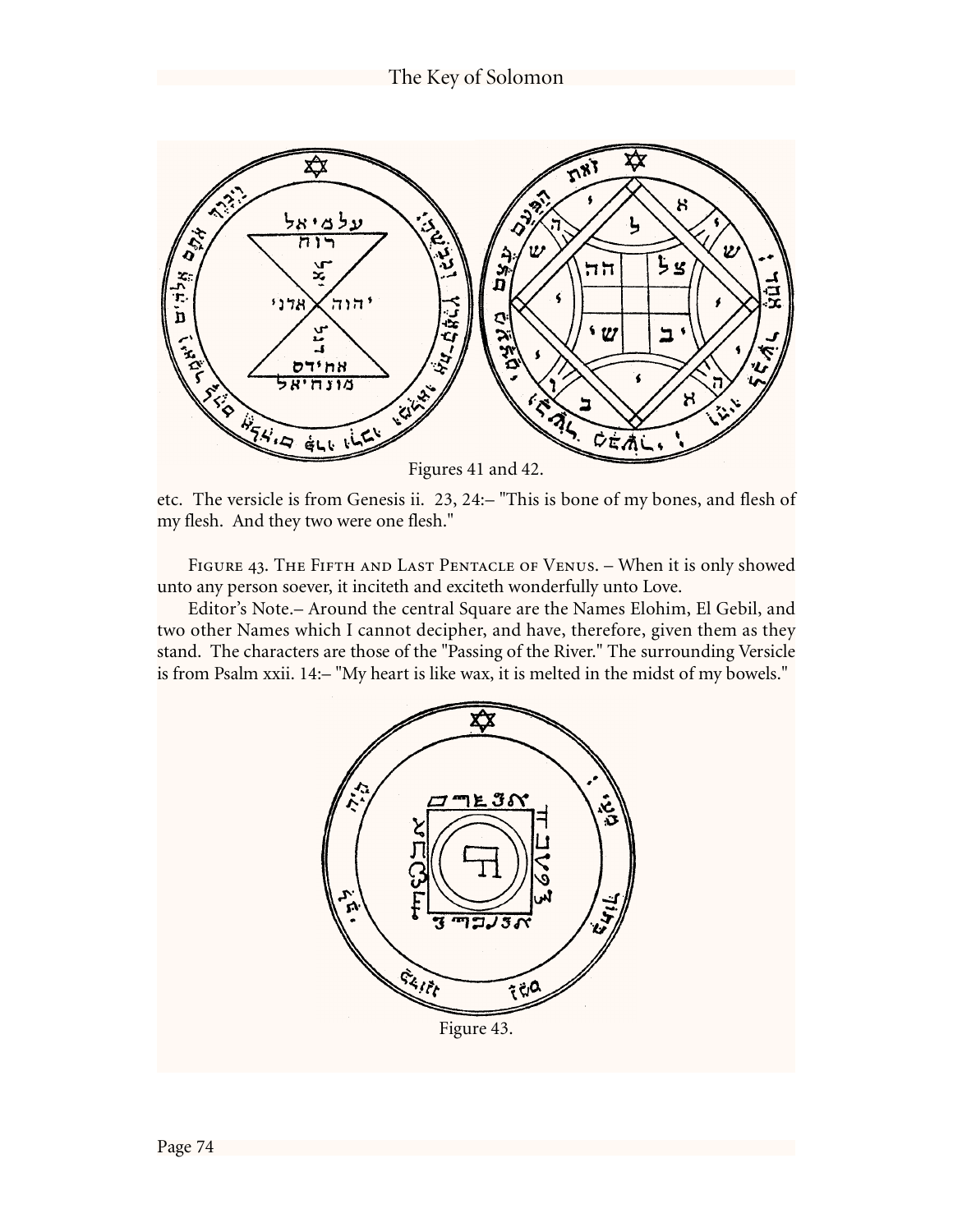Figures 41 and 42.

etc. The versicle is from Genesis ii. 23, 24:– "This is bone of my bones, and flesh of my flesh. And they two were one flesh."

Figure 43. The Fifth and Last Pentacle of Venus. – When it is only showed unto any person soever, it inciteth and exciteth wonderfully unto Love.

Editor's Note.– Around the central Square are the Names Elohim, El Gebil, and two other Names which I cannot decipher, and have, therefore, given them as they stand. The characters are those of the "Passing of the River." The surrounding Versicle is from Psalm xxii. 14:– "My heart is like wax, it is melted in the midst of my bowels."

Figure 43.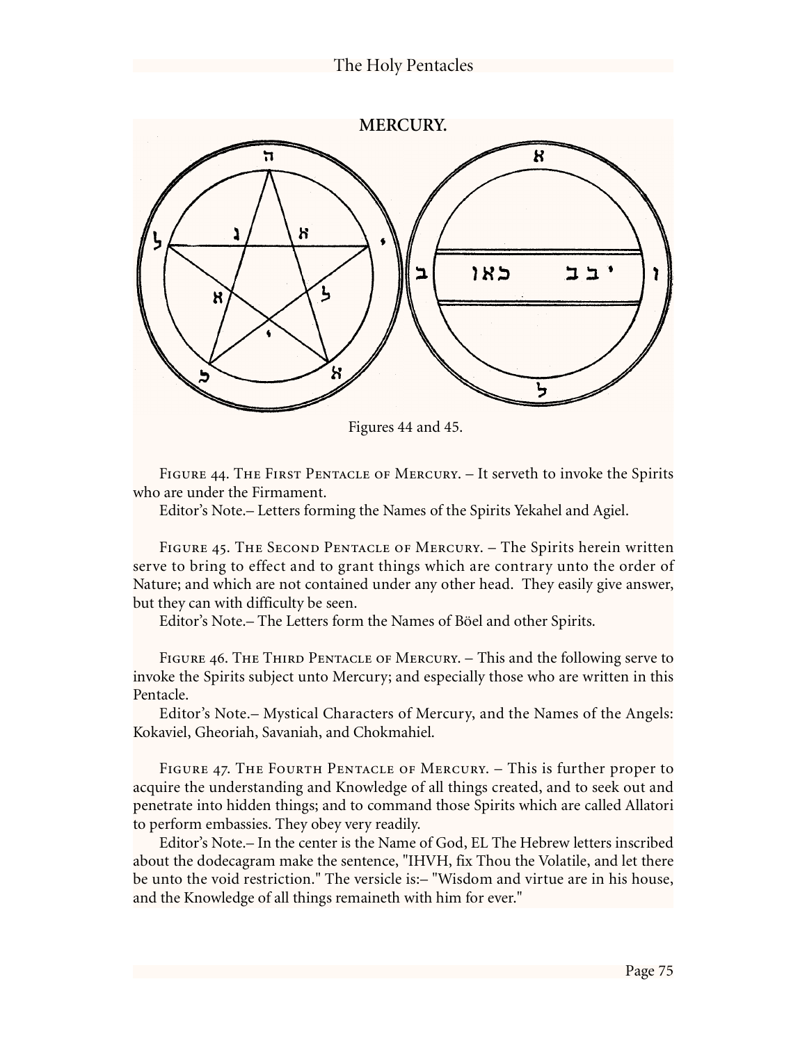**MERCURY.**

Figures 44 and 45.

Figure 44. The First Pentacle of Mercury. – It serveth to invoke the Spirits who are under the Firmament.

Editor's Note.– Letters forming the Names of the Spirits Yekahel and Agiel.

Figure 45. The Second Pentacle of Mercury. – The Spirits herein written serve to bring to effect and to grant things which are contrary unto the order of Nature; and which are not contained under any other head. They easily give answer, but they can with difficulty be seen.

Editor's Note.– The Letters form the Names of Böel and other Spirits.

Figure 46. The Third Pentacle of Mercury. – This and the following serve to invoke the Spirits subject unto Mercury; and especially those who are written in this Pentacle.

Editor's Note.– Mystical Characters of Mercury, and the Names of the Angels: Kokaviel, Gheoriah, Savaniah, and Chokmahiel.

Figure 47. The Fourth Pentacle of Mercury. – This is further proper to acquire the understanding and Knowledge of all things created, and to seek out and penetrate into hidden things; and to command those Spirits which are called Allatori to perform embassies. They obey very readily.

Editor's Note.– In the center is the Name of God, EL The Hebrew letters inscribed about the dodecagram make the sentence, "IHVH, fix Thou the Volatile, and let there be unto the void restriction." The versicle is:– "Wisdom and virtue are in his house, and the Knowledge of all things remaineth with him for ever."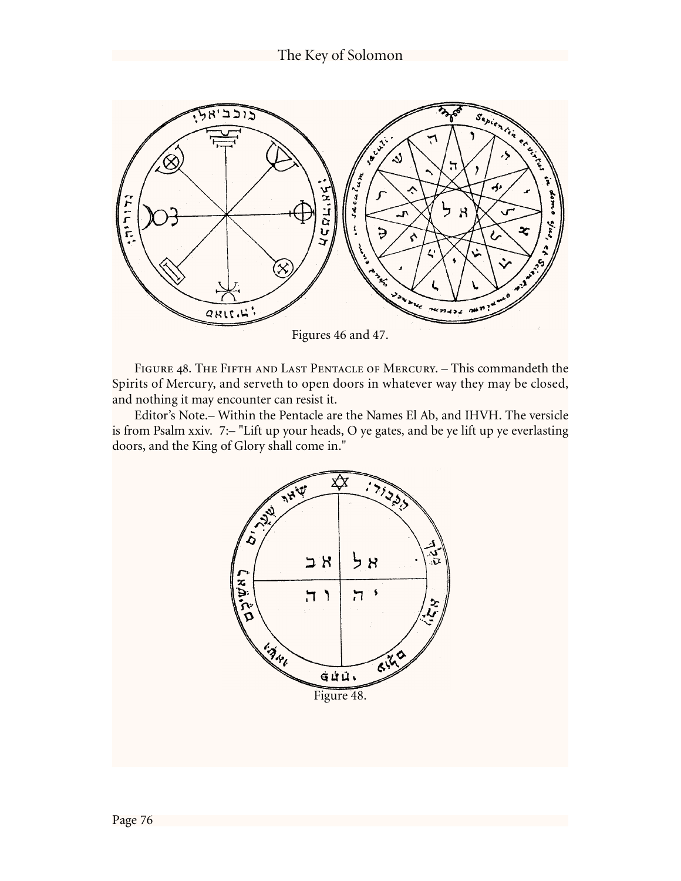Figures 46 and 47.

Figure 48. The Fifth and Last Pentacle of Mercury. – This commandeth the Spirits of Mercury, and serveth to open doors in whatever way they may be closed, and nothing it may encounter can resist it.

Editor's Note.– Within the Pentacle are the Names El Ab, and IHVH. The versicle is from Psalm xxiv. 7:– "Lift up your heads, O ye gates, and be ye lift up ye everlasting doors, and the King of Glory shall come in."

Figure 48.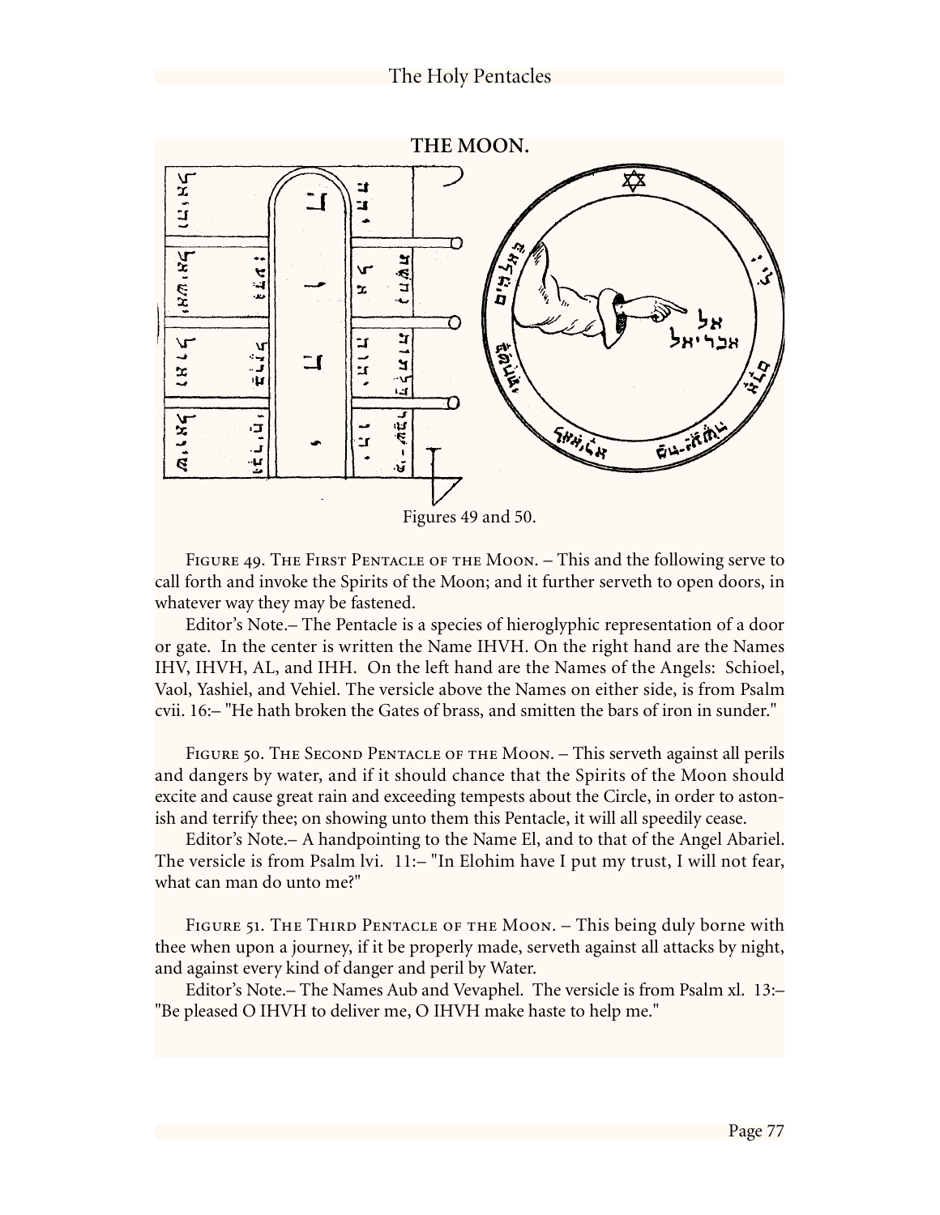**THE MOON.**

Figures 49 and 50.

Figure 49. The First Pentacle of the Moon. – This and the following serve to call forth and invoke the Spirits of the Moon; and it further serveth to open doors, in whatever way they may be fastened.

Editor's Note.– The Pentacle is a species of hieroglyphic representation of a door or gate. In the center is written the Name IHVH. On the right hand are the Names IHV, IHVH, AL, and IHH. On the left hand are the Names of the Angels: Schioel, Vaol, Yashiel, and Vehiel. The versicle above the Names on either side, is from Psalm cvii. 16:– "He hath broken the Gates of brass, and smitten the bars of iron in sunder."

Figure 50. The Second Pentacle of the Moon. – This serveth against all perils and dangers by water, and if it should chance that the Spirits of the Moon should excite and cause great rain and exceeding tempests about the Circle, in order to astonish and terrify thee; on showing unto them this Pentacle, it will all speedily cease.

Editor's Note.– A handpointing to the Name El, and to that of the Angel Abariel. The versicle is from Psalm lvi. 11:– "In Elohim have I put my trust, I will not fear, what can man do unto me?"

Figure 51. The Third Pentacle of the Moon. – This being duly borne with thee when upon a journey, if it be properly made, serveth against all attacks by night, and against every kind of danger and peril by Water.

Editor's Note.– The Names Aub and Vevaphel. The versicle is from Psalm xl. 13:– "Be pleased O IHVH to deliver me, O IHVH make haste to help me."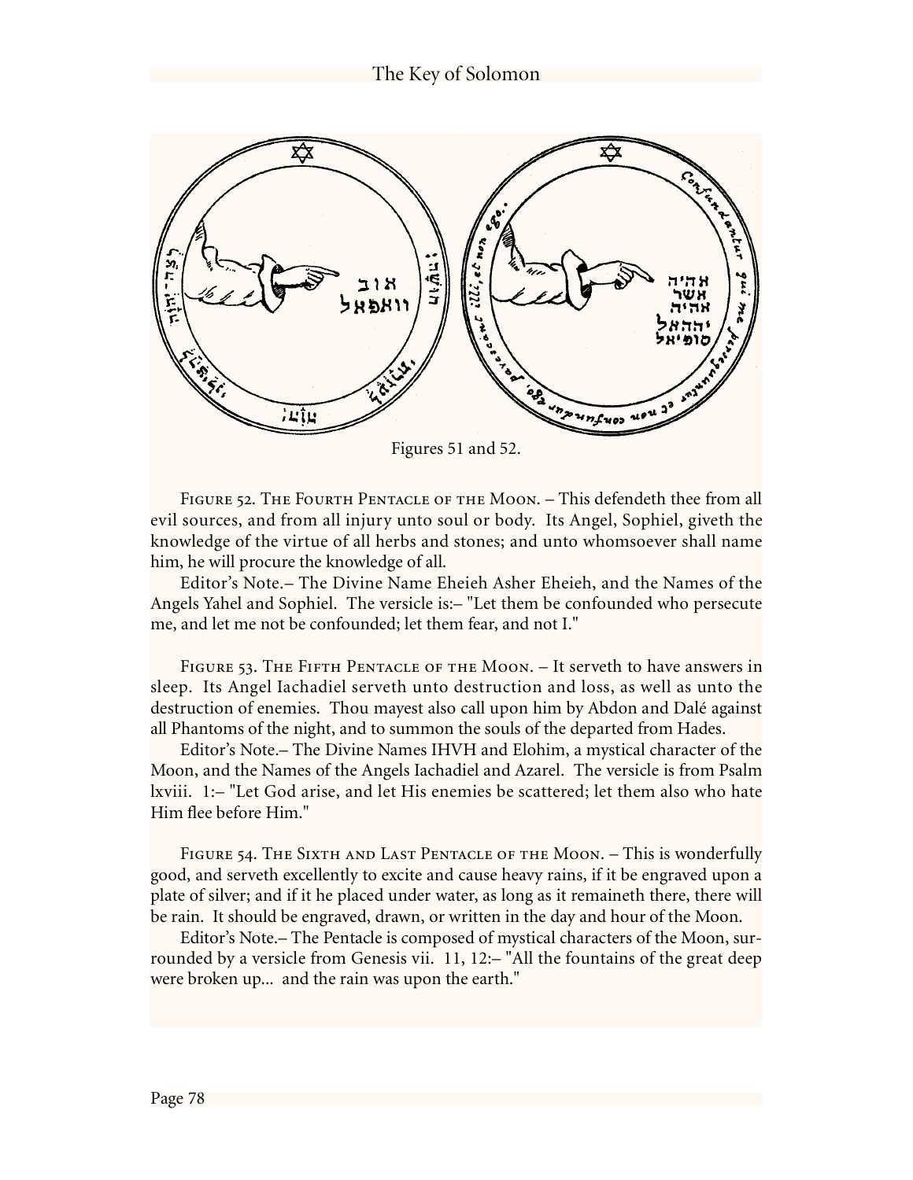Figures 51 and 52.

Figure 52. The Fourth Pentacle of the Moon. – This defendeth thee from all evil sources, and from all injury unto soul or body. Its Angel, Sophiel, giveth the knowledge of the virtue of all herbs and stones; and unto whomsoever shall name him, he will procure the knowledge of all.

Editor's Note.– The Divine Name Eheieh Asher Eheieh, and the Names of the Angels Yahel and Sophiel. The versicle is:– "Let them be confounded who persecute me, and let me not be confounded; let them fear, and not I."

Figure 53. The Fifth Pentacle of the Moon. – It serveth to have answers in sleep. Its Angel Iachadiel serveth unto destruction and loss, as well as unto the destruction of enemies. Thou mayest also call upon him by Abdon and Dalé against all Phantoms of the night, and to summon the souls of the departed from Hades.

Editor's Note.– The Divine Names IHVH and Elohim, a mystical character of the Moon, and the Names of the Angels Iachadiel and Azarel. The versicle is from Psalm lxviii. 1:– "Let God arise, and let His enemies be scattered; let them also who hate Him flee before Him."

Figure 54. The Sixth and Last Pentacle of the Moon. – This is wonderfully good, and serveth excellently to excite and cause heavy rains, if it be engraved upon a plate of silver; and if it he placed under water, as long as it remaineth there, there will be rain. It should be engraved, drawn, or written in the day and hour of the Moon.

Editor's Note.– The Pentacle is composed of mystical characters of the Moon, surrounded by a versicle from Genesis vii. 11, 12:– "All the fountains of the great deep were broken up... and the rain was upon the earth."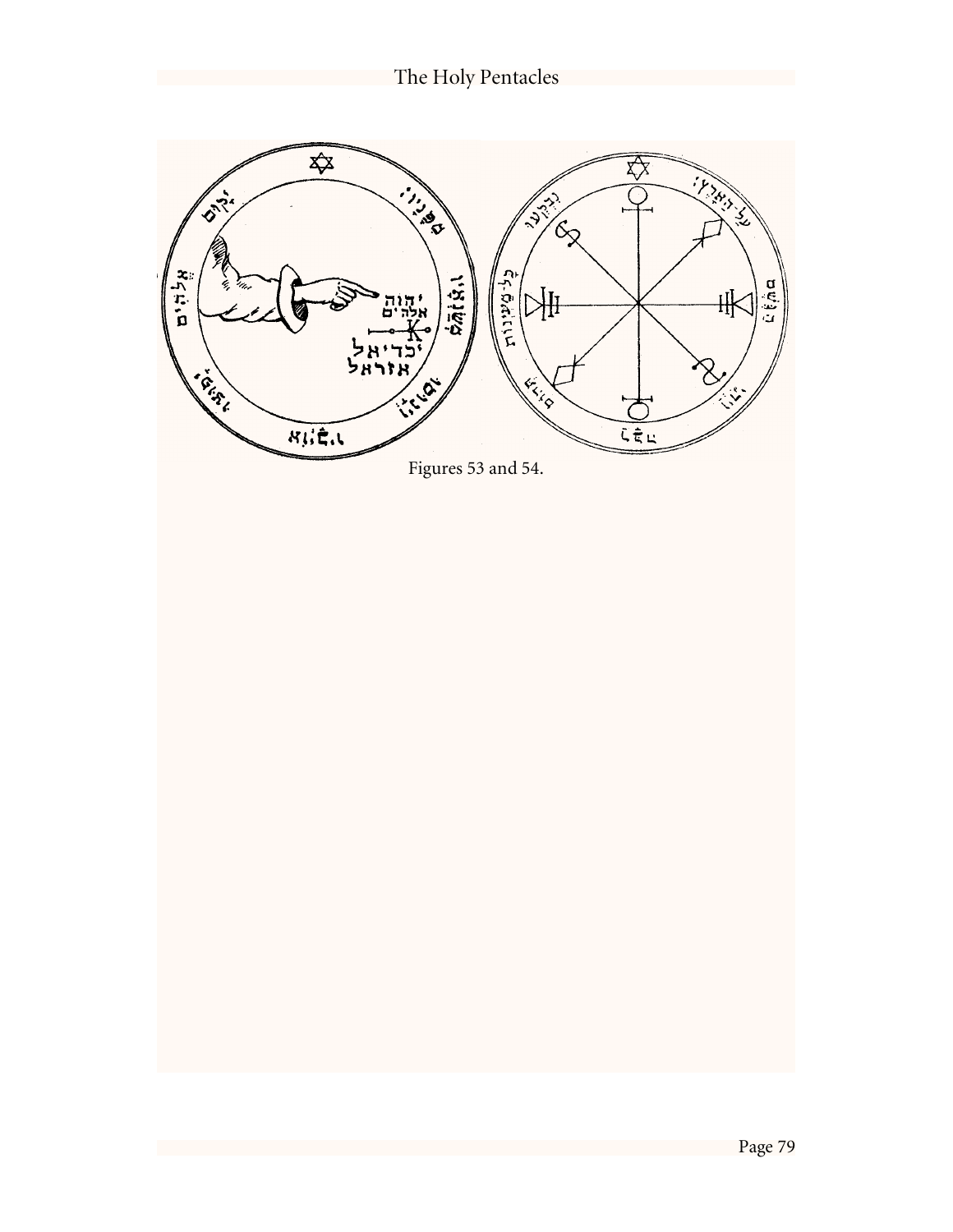Figures 53 and 54.